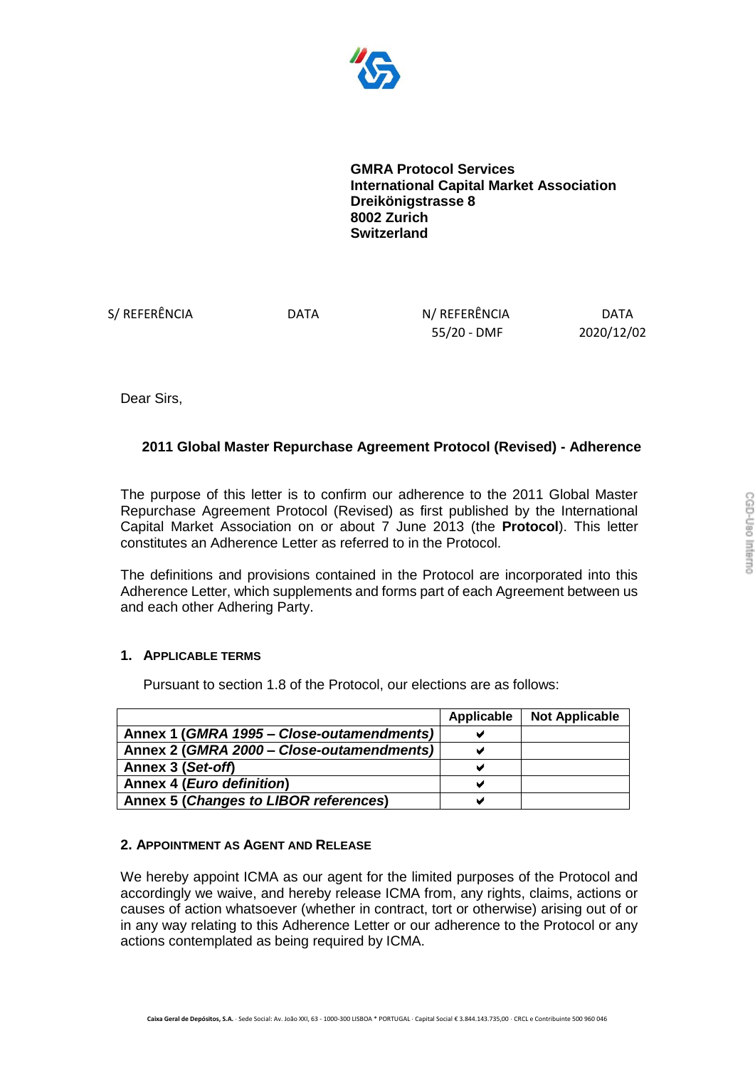**GMRA Protocol Services**
**International Capital Market Association**
**Dreikönigstrasse 8**
**8002 Zurich**
**Switzerland**

| S/ REFERÊNCIA | DATA | N/ REFERÊNCIA | DATA |
|---|---|---|---|
| | | 55/20 - DMF | 2020/12/02 |

Dear Sirs,

**2011 Global Master Repurchase Agreement Protocol (Revised) - Adherence**

The purpose of this letter is to confirm our adherence to the 2011 Global Master Repurchase Agreement Protocol (Revised) as first published by the International Capital Market Association on or about 7 June 2013 (the **Protocol**). This letter constitutes an Adherence Letter as referred to in the Protocol.

The definitions and provisions contained in the Protocol are incorporated into this Adherence Letter, which supplements and forms part of each Agreement between us and each other Adhering Party.

### 1. APPLICABLE TERMS

Pursuant to section 1.8 of the Protocol, our elections are as follows:

| | Applicable | Not Applicable |
|---|---|---|
| **Annex 1 (*GMRA 1995 – Close-outamendments*)** | ✔ | |
| **Annex 2 (*GMRA 2000 – Close-outamendments*)** | ✔ | |
| **Annex 3 (*Set-off*)** | ✔ | |
| **Annex 4 (*Euro definition*)** | ✔ | |
| **Annex 5 (*Changes to LIBOR references*)** | ✔ | |

### 2. APPOINTMENT AS AGENT AND RELEASE

We hereby appoint ICMA as our agent for the limited purposes of the Protocol and accordingly we waive, and hereby release ICMA from, any rights, claims, actions or causes of action whatsoever (whether in contract, tort or otherwise) arising out of or in any way relating to this Adherence Letter or our adherence to the Protocol or any actions contemplated as being required by ICMA.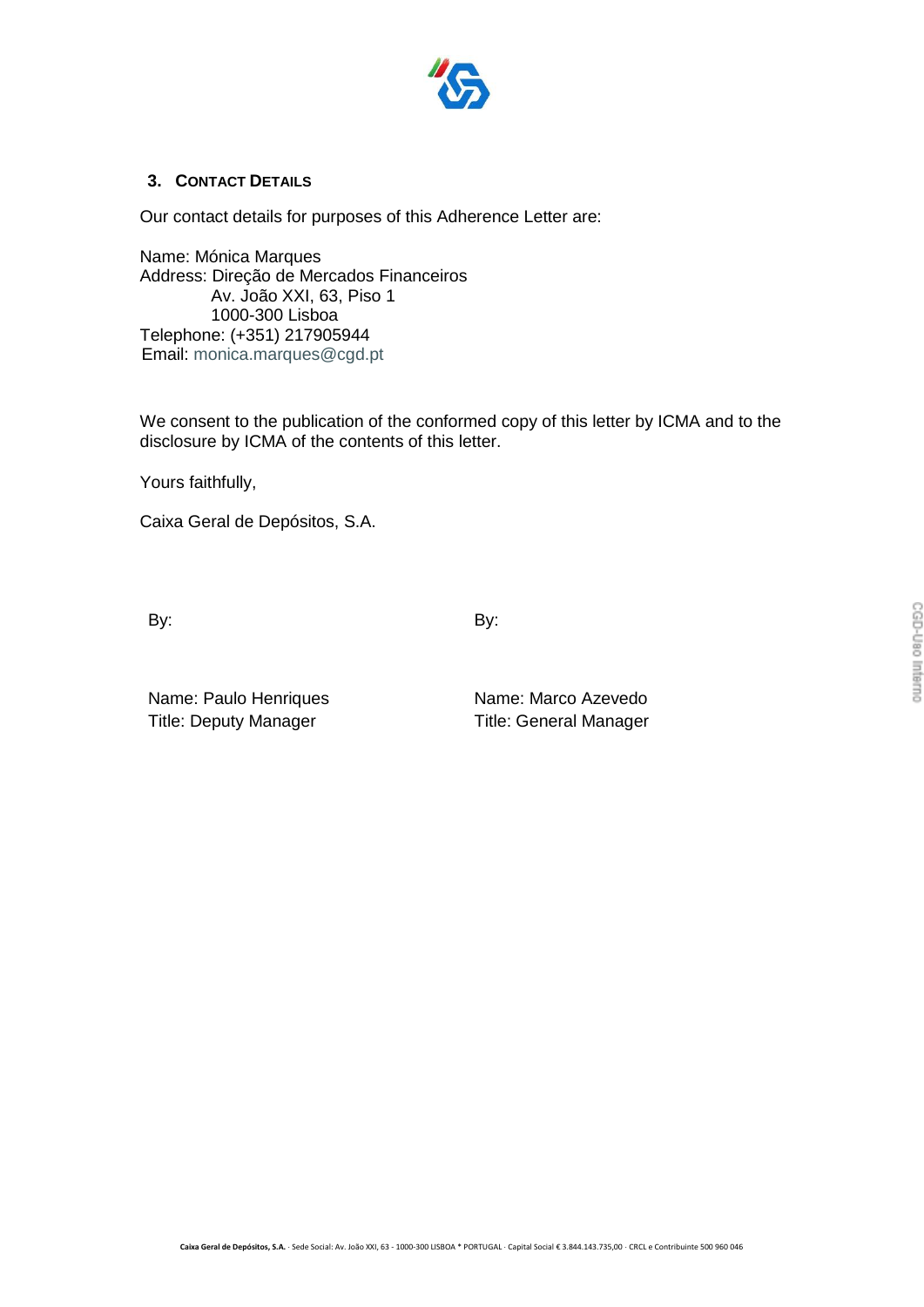## 3. CONTACT DETAILS

Our contact details for purposes of this Adherence Letter are:

Name: Mónica Marques
Address: Direção de Mercados Financeiros
Av. João XXI, 63, Piso 1
1000-300 Lisboa
Telephone: (+351) 217905944
Email: monica.marques@cgd.pt

We consent to the publication of the conformed copy of this letter by ICMA and to the disclosure by ICMA of the contents of this letter.

Yours faithfully,

Caixa Geral de Depósitos, S.A.

| | |
|---|---|
| By: | By: |
| Name: Paulo Henriques | Name: Marco Azevedo |
| Title: Deputy Manager | Title: General Manager |

CGD-Uso Interno

**Caixa Geral de Depósitos, S.A.** · Sede Social: Av. João XXI, 63 - 1000-300 LISBOA * PORTUGAL · Capital Social € 3.844.143.735,00 · CRCL e Contribuinte 500 960 046